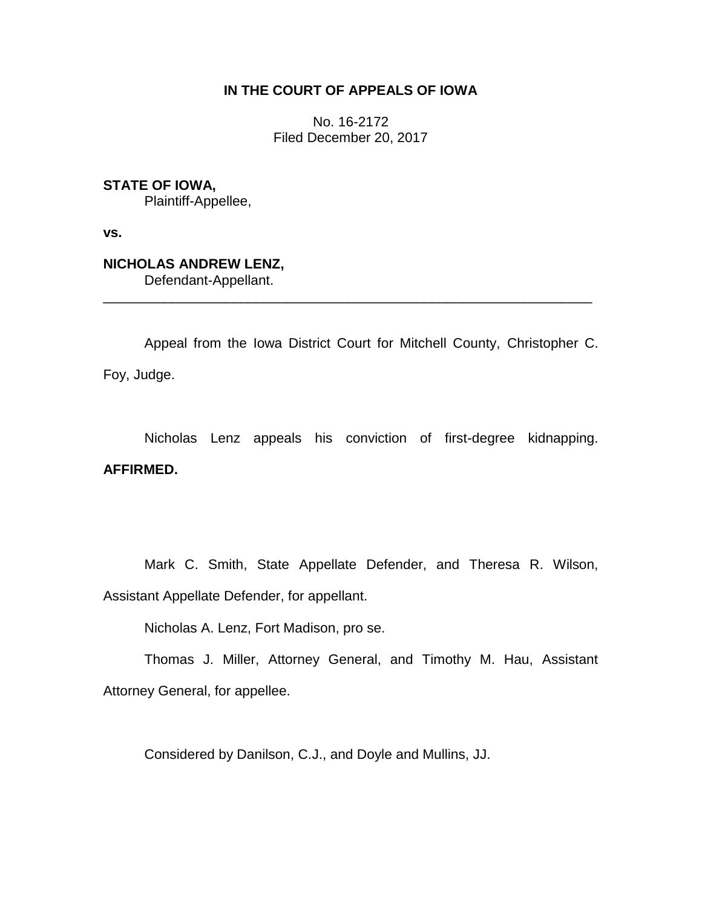**IN THE COURT OF APPEALS OF IOWA**

No. 16-2172
Filed December 20, 2017

**STATE OF IOWA,**
Plaintiff-Appellee,

**vs.**

**NICHOLAS ANDREW LENZ,**
Defendant-Appellant.

---

Appeal from the Iowa District Court for Mitchell County, Christopher C. Foy, Judge.

Nicholas Lenz appeals his conviction of first-degree kidnapping. **AFFIRMED.**

Mark C. Smith, State Appellate Defender, and Theresa R. Wilson, Assistant Appellate Defender, for appellant.

Nicholas A. Lenz, Fort Madison, pro se.

Thomas J. Miller, Attorney General, and Timothy M. Hau, Assistant Attorney General, for appellee.

Considered by Danilson, C.J., and Doyle and Mullins, JJ.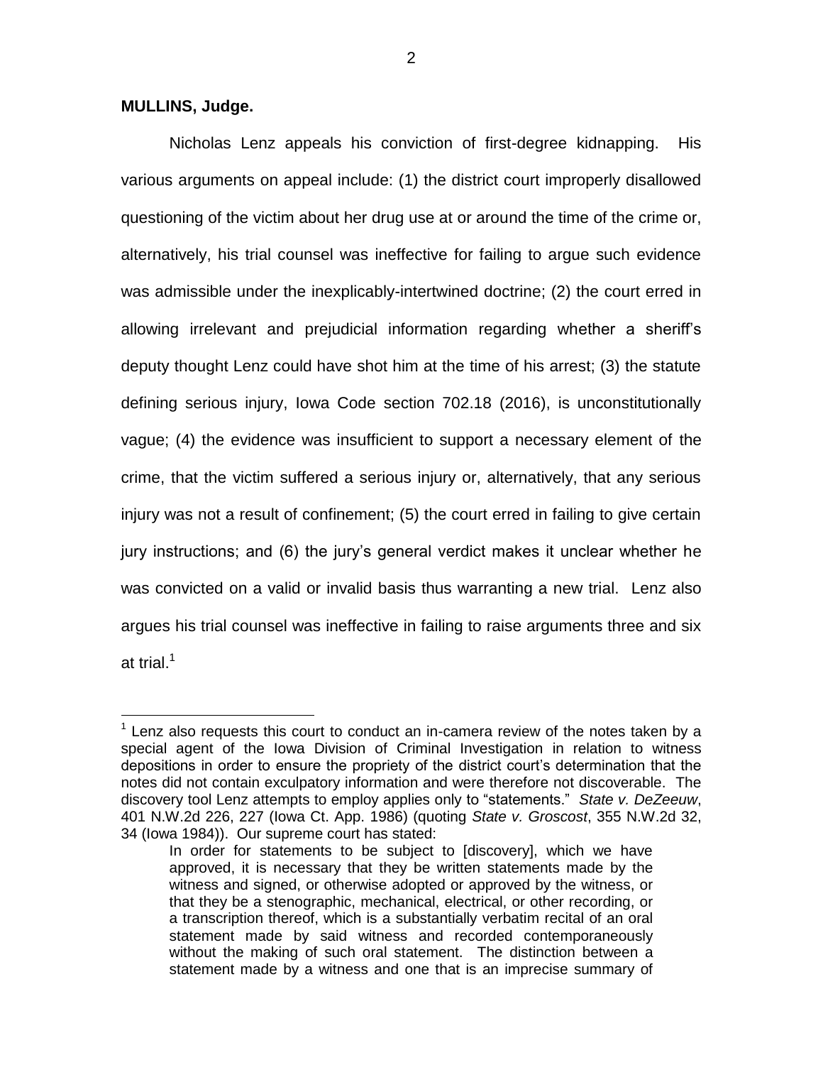**MULLINS, Judge.**

Nicholas Lenz appeals his conviction of first-degree kidnapping. His various arguments on appeal include: (1) the district court improperly disallowed questioning of the victim about her drug use at or around the time of the crime or, alternatively, his trial counsel was ineffective for failing to argue such evidence was admissible under the inexplicably-intertwined doctrine; (2) the court erred in allowing irrelevant and prejudicial information regarding whether a sheriff's deputy thought Lenz could have shot him at the time of his arrest; (3) the statute defining serious injury, Iowa Code section 702.18 (2016), is unconstitutionally vague; (4) the evidence was insufficient to support a necessary element of the crime, that the victim suffered a serious injury or, alternatively, that any serious injury was not a result of confinement; (5) the court erred in failing to give certain jury instructions; and (6) the jury's general verdict makes it unclear whether he was convicted on a valid or invalid basis thus warranting a new trial. Lenz also argues his trial counsel was ineffective in failing to raise arguments three and six at trial.[1]

[1] Lenz also requests this court to conduct an in-camera review of the notes taken by a special agent of the Iowa Division of Criminal Investigation in relation to witness depositions in order to ensure the propriety of the district court's determination that the notes did not contain exculpatory information and were therefore not discoverable. The discovery tool Lenz attempts to employ applies only to "statements." *State v. DeZeeuw*, 401 N.W.2d 226, 227 (Iowa Ct. App. 1986) (quoting *State v. Groscost*, 355 N.W.2d 32, 34 (Iowa 1984)). Our supreme court has stated:

> In order for statements to be subject to [discovery], which we have approved, it is necessary that they be written statements made by the witness and signed, or otherwise adopted or approved by the witness, or that they be a stenographic, mechanical, electrical, or other recording, or a transcription thereof, which is a substantially verbatim recital of an oral statement made by said witness and recorded contemporaneously without the making of such oral statement. The distinction between a statement made by a witness and one that is an imprecise summary of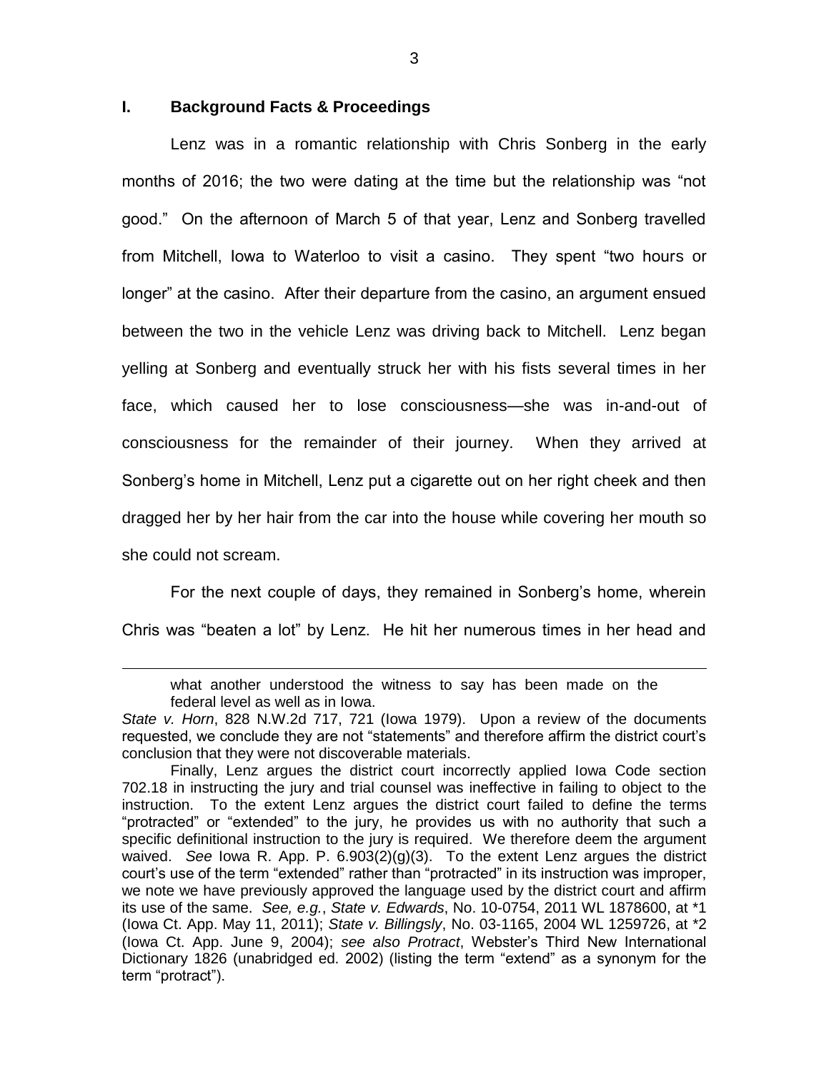## I. Background Facts & Proceedings

Lenz was in a romantic relationship with Chris Sonberg in the early months of 2016; the two were dating at the time but the relationship was "not good." On the afternoon of March 5 of that year, Lenz and Sonberg travelled from Mitchell, Iowa to Waterloo to visit a casino. They spent "two hours or longer" at the casino. After their departure from the casino, an argument ensued between the two in the vehicle Lenz was driving back to Mitchell. Lenz began yelling at Sonberg and eventually struck her with his fists several times in her face, which caused her to lose consciousness—she was in-and-out of consciousness for the remainder of their journey. When they arrived at Sonberg's home in Mitchell, Lenz put a cigarette out on her right cheek and then dragged her by her hair from the car into the house while covering her mouth so she could not scream.

For the next couple of days, they remained in Sonberg's home, wherein Chris was "beaten a lot" by Lenz. He hit her numerous times in her head and

---

> what another understood the witness to say has been made on the federal level as well as in Iowa.

*State v. Horn*, 828 N.W.2d 717, 721 (Iowa 1979). Upon a review of the documents requested, we conclude they are not "statements" and therefore affirm the district court's conclusion that they were not discoverable materials.

Finally, Lenz argues the district court incorrectly applied Iowa Code section 702.18 in instructing the jury and trial counsel was ineffective in failing to object to the instruction. To the extent Lenz argues the district court failed to define the terms "protracted" or "extended" to the jury, he provides us with no authority that such a specific definitional instruction to the jury is required. We therefore deem the argument waived. *See* Iowa R. App. P. 6.903(2)(g)(3). To the extent Lenz argues the district court's use of the term "extended" rather than "protracted" in its instruction was improper, we note we have previously approved the language used by the district court and affirm its use of the same. *See, e.g.*, *State v. Edwards*, No. 10-0754, 2011 WL 1878600, at *1 (Iowa Ct. App. May 11, 2011); *State v. Billingsly*, No. 03-1165, 2004 WL 1259726, at *2 (Iowa Ct. App. June 9, 2004); *see also Protract*, Webster's Third New International Dictionary 1826 (unabridged ed. 2002) (listing the term "extend" as a synonym for the term "protract").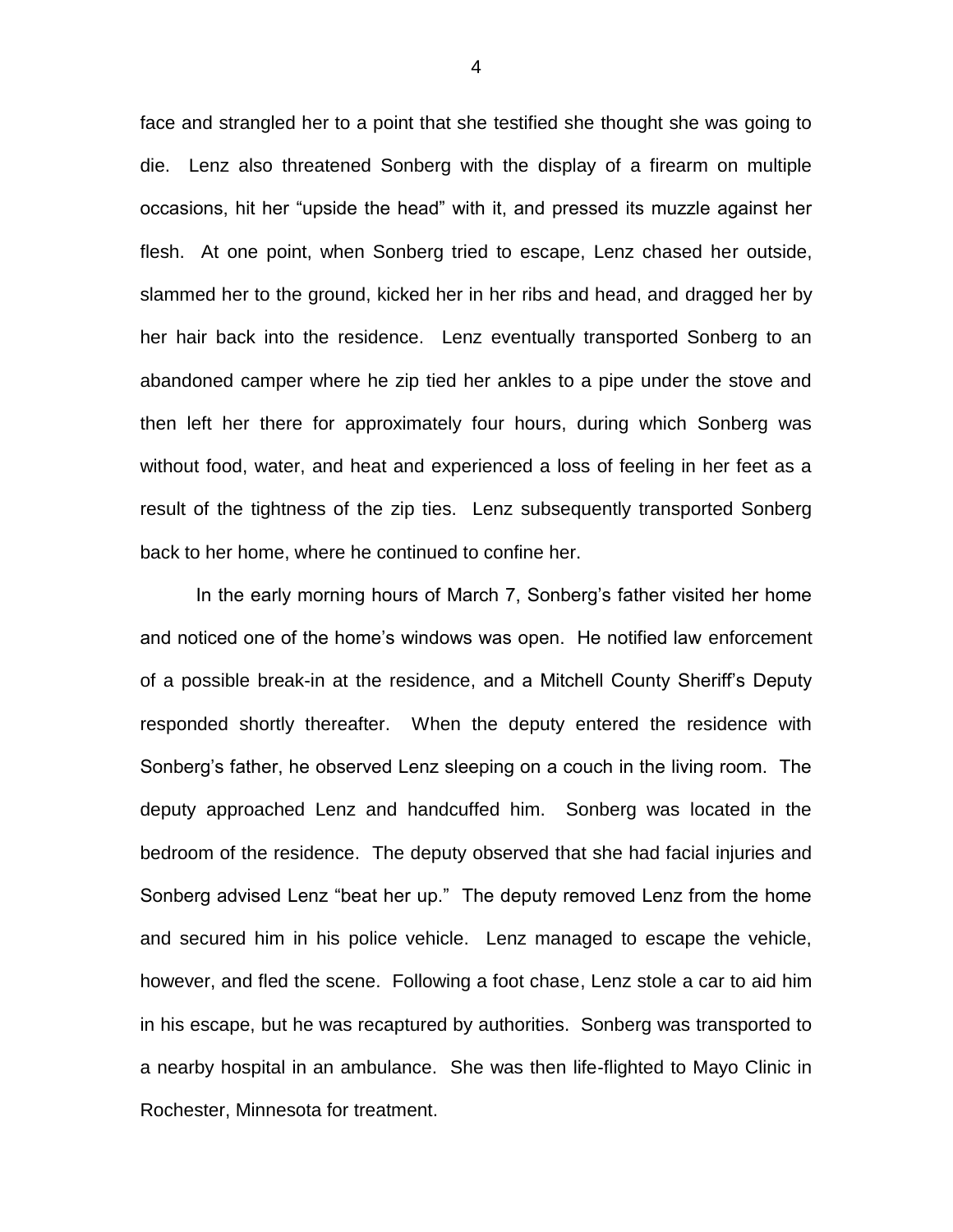face and strangled her to a point that she testified she thought she was going to die. Lenz also threatened Sonberg with the display of a firearm on multiple occasions, hit her "upside the head" with it, and pressed its muzzle against her flesh. At one point, when Sonberg tried to escape, Lenz chased her outside, slammed her to the ground, kicked her in her ribs and head, and dragged her by her hair back into the residence. Lenz eventually transported Sonberg to an abandoned camper where he zip tied her ankles to a pipe under the stove and then left her there for approximately four hours, during which Sonberg was without food, water, and heat and experienced a loss of feeling in her feet as a result of the tightness of the zip ties. Lenz subsequently transported Sonberg back to her home, where he continued to confine her.

In the early morning hours of March 7, Sonberg's father visited her home and noticed one of the home's windows was open. He notified law enforcement of a possible break-in at the residence, and a Mitchell County Sheriff's Deputy responded shortly thereafter. When the deputy entered the residence with Sonberg's father, he observed Lenz sleeping on a couch in the living room. The deputy approached Lenz and handcuffed him. Sonberg was located in the bedroom of the residence. The deputy observed that she had facial injuries and Sonberg advised Lenz "beat her up." The deputy removed Lenz from the home and secured him in his police vehicle. Lenz managed to escape the vehicle, however, and fled the scene. Following a foot chase, Lenz stole a car to aid him in his escape, but he was recaptured by authorities. Sonberg was transported to a nearby hospital in an ambulance. She was then life-flighted to Mayo Clinic in Rochester, Minnesota for treatment.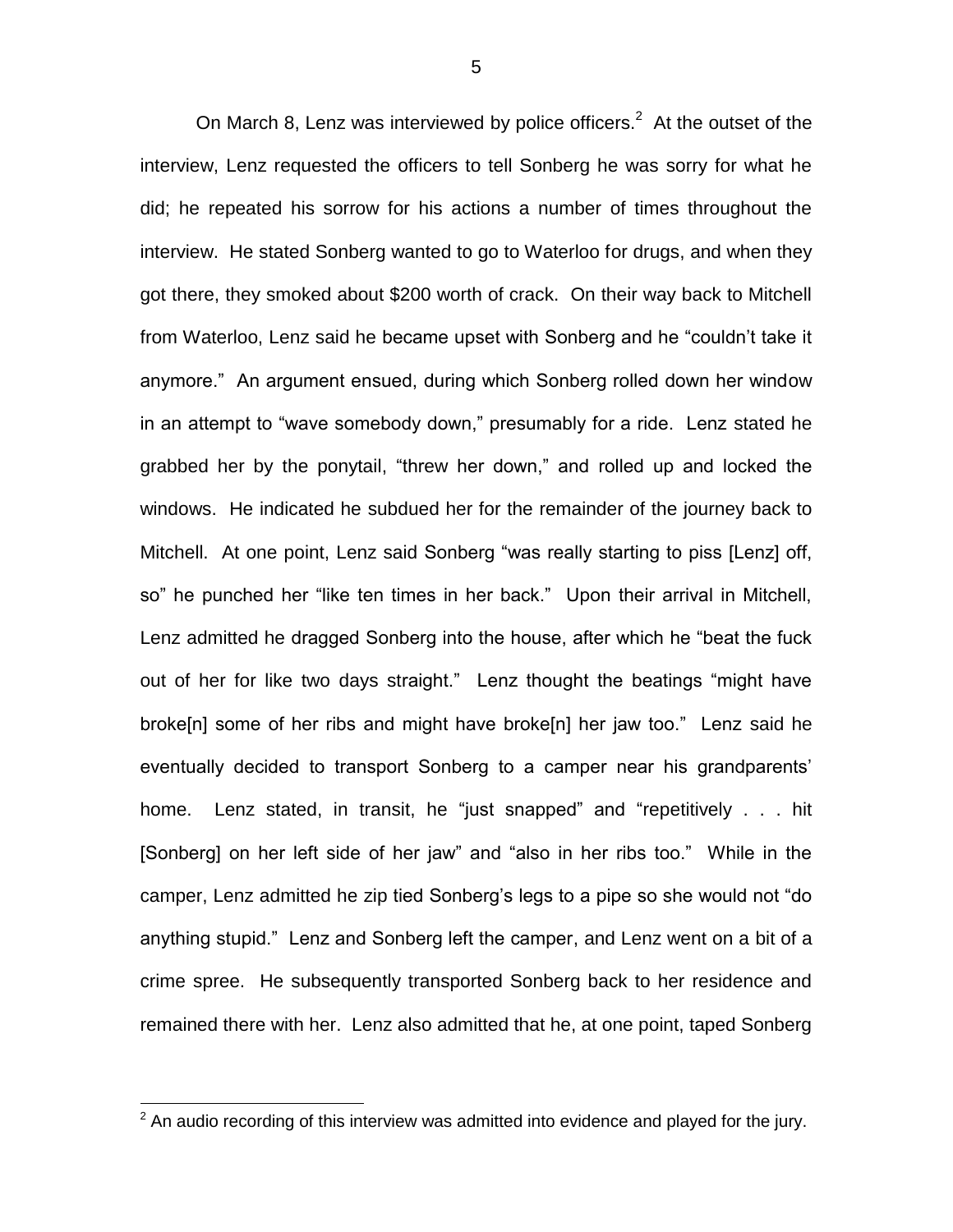On March 8, Lenz was interviewed by police officers.[2] At the outset of the interview, Lenz requested the officers to tell Sonberg he was sorry for what he did; he repeated his sorrow for his actions a number of times throughout the interview. He stated Sonberg wanted to go to Waterloo for drugs, and when they got there, they smoked about $200 worth of crack. On their way back to Mitchell from Waterloo, Lenz said he became upset with Sonberg and he "couldn't take it anymore." An argument ensued, during which Sonberg rolled down her window in an attempt to "wave somebody down," presumably for a ride. Lenz stated he grabbed her by the ponytail, "threw her down," and rolled up and locked the windows. He indicated he subdued her for the remainder of the journey back to Mitchell. At one point, Lenz said Sonberg "was really starting to piss [Lenz] off, so" he punched her "like ten times in her back." Upon their arrival in Mitchell, Lenz admitted he dragged Sonberg into the house, after which he "beat the fuck out of her for like two days straight." Lenz thought the beatings "might have broke[n] some of her ribs and might have broke[n] her jaw too." Lenz said he eventually decided to transport Sonberg to a camper near his grandparents' home. Lenz stated, in transit, he "just snapped" and "repetitively . . . hit [Sonberg] on her left side of her jaw" and "also in her ribs too." While in the camper, Lenz admitted he zip tied Sonberg's legs to a pipe so she would not "do anything stupid." Lenz and Sonberg left the camper, and Lenz went on a bit of a crime spree. He subsequently transported Sonberg back to her residence and remained there with her. Lenz also admitted that he, at one point, taped Sonberg

[2] An audio recording of this interview was admitted into evidence and played for the jury.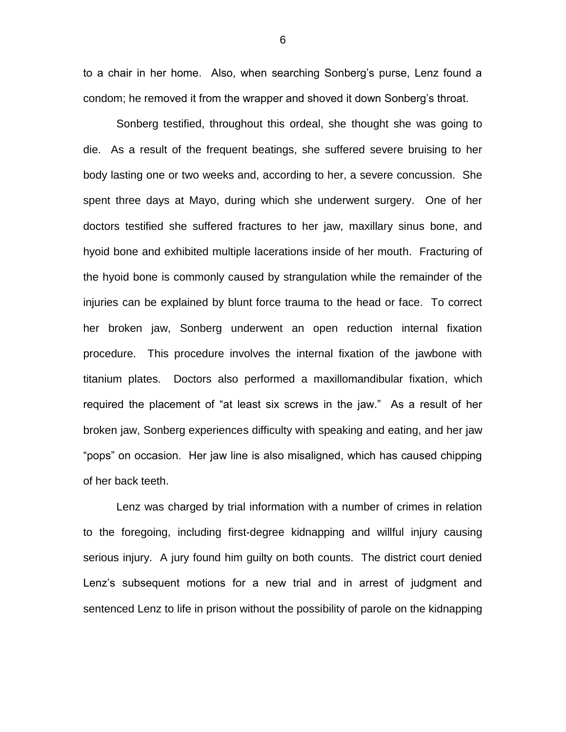to a chair in her home. Also, when searching Sonberg's purse, Lenz found a condom; he removed it from the wrapper and shoved it down Sonberg's throat.

Sonberg testified, throughout this ordeal, she thought she was going to die. As a result of the frequent beatings, she suffered severe bruising to her body lasting one or two weeks and, according to her, a severe concussion. She spent three days at Mayo, during which she underwent surgery. One of her doctors testified she suffered fractures to her jaw, maxillary sinus bone, and hyoid bone and exhibited multiple lacerations inside of her mouth. Fracturing of the hyoid bone is commonly caused by strangulation while the remainder of the injuries can be explained by blunt force trauma to the head or face. To correct her broken jaw, Sonberg underwent an open reduction internal fixation procedure. This procedure involves the internal fixation of the jawbone with titanium plates. Doctors also performed a maxillomandibular fixation, which required the placement of "at least six screws in the jaw." As a result of her broken jaw, Sonberg experiences difficulty with speaking and eating, and her jaw "pops" on occasion. Her jaw line is also misaligned, which has caused chipping of her back teeth.

Lenz was charged by trial information with a number of crimes in relation to the foregoing, including first-degree kidnapping and willful injury causing serious injury. A jury found him guilty on both counts. The district court denied Lenz's subsequent motions for a new trial and in arrest of judgment and sentenced Lenz to life in prison without the possibility of parole on the kidnapping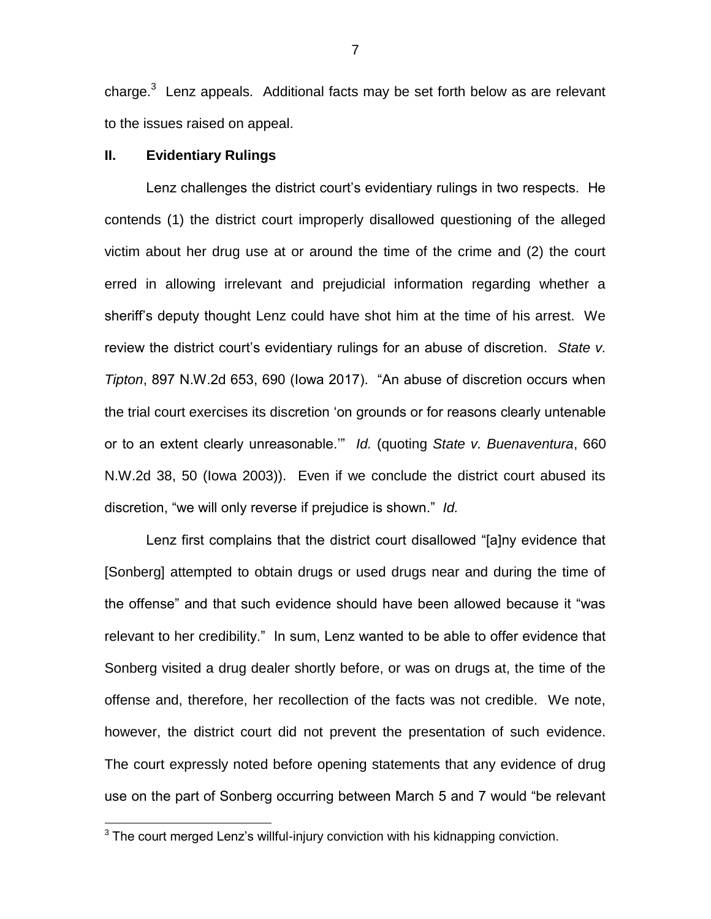charge.[3] Lenz appeals. Additional facts may be set forth below as are relevant to the issues raised on appeal.

## II. Evidentiary Rulings

Lenz challenges the district court's evidentiary rulings in two respects. He contends (1) the district court improperly disallowed questioning of the alleged victim about her drug use at or around the time of the crime and (2) the court erred in allowing irrelevant and prejudicial information regarding whether a sheriff's deputy thought Lenz could have shot him at the time of his arrest. We review the district court's evidentiary rulings for an abuse of discretion. *State v. Tipton*, 897 N.W.2d 653, 690 (Iowa 2017). "An abuse of discretion occurs when the trial court exercises its discretion 'on grounds or for reasons clearly untenable or to an extent clearly unreasonable.'" *Id.* (quoting *State v. Buenaventura*, 660 N.W.2d 38, 50 (Iowa 2003)). Even if we conclude the district court abused its discretion, "we will only reverse if prejudice is shown." *Id.*

Lenz first complains that the district court disallowed "[a]ny evidence that [Sonberg] attempted to obtain drugs or used drugs near and during the time of the offense" and that such evidence should have been allowed because it "was relevant to her credibility." In sum, Lenz wanted to be able to offer evidence that Sonberg visited a drug dealer shortly before, or was on drugs at, the time of the offense and, therefore, her recollection of the facts was not credible. We note, however, the district court did not prevent the presentation of such evidence. The court expressly noted before opening statements that any evidence of drug use on the part of Sonberg occurring between March 5 and 7 would "be relevant

[3] The court merged Lenz's willful-injury conviction with his kidnapping conviction.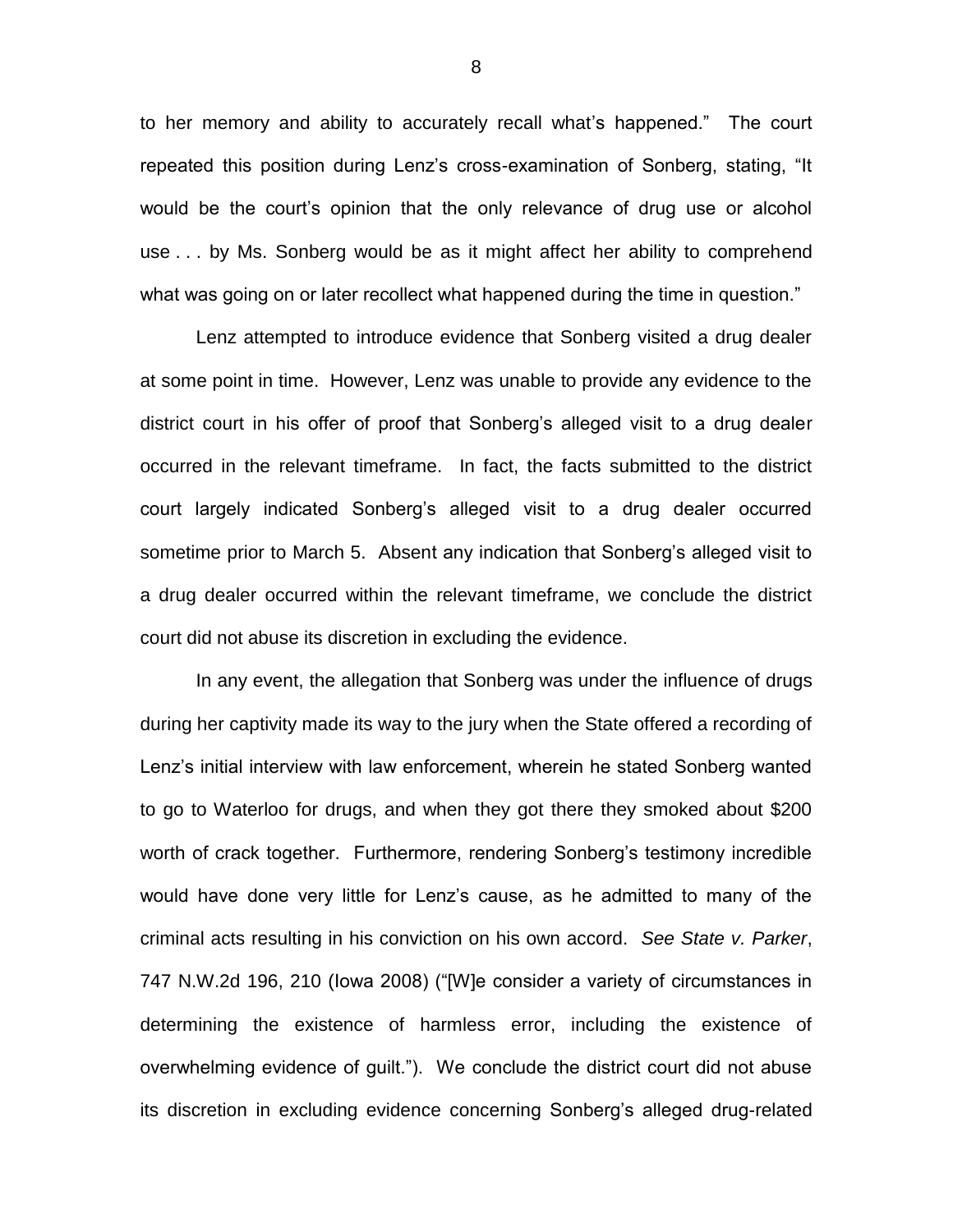to her memory and ability to accurately recall what's happened." The court repeated this position during Lenz's cross-examination of Sonberg, stating, "It would be the court's opinion that the only relevance of drug use or alcohol use . . . by Ms. Sonberg would be as it might affect her ability to comprehend what was going on or later recollect what happened during the time in question."

Lenz attempted to introduce evidence that Sonberg visited a drug dealer at some point in time. However, Lenz was unable to provide any evidence to the district court in his offer of proof that Sonberg's alleged visit to a drug dealer occurred in the relevant timeframe. In fact, the facts submitted to the district court largely indicated Sonberg's alleged visit to a drug dealer occurred sometime prior to March 5. Absent any indication that Sonberg's alleged visit to a drug dealer occurred within the relevant timeframe, we conclude the district court did not abuse its discretion in excluding the evidence.

In any event, the allegation that Sonberg was under the influence of drugs during her captivity made its way to the jury when the State offered a recording of Lenz's initial interview with law enforcement, wherein he stated Sonberg wanted to go to Waterloo for drugs, and when they got there they smoked about $200 worth of crack together. Furthermore, rendering Sonberg's testimony incredible would have done very little for Lenz's cause, as he admitted to many of the criminal acts resulting in his conviction on his own accord. *See State v. Parker*, 747 N.W.2d 196, 210 (Iowa 2008) ("[W]e consider a variety of circumstances in determining the existence of harmless error, including the existence of overwhelming evidence of guilt."). We conclude the district court did not abuse its discretion in excluding evidence concerning Sonberg's alleged drug-related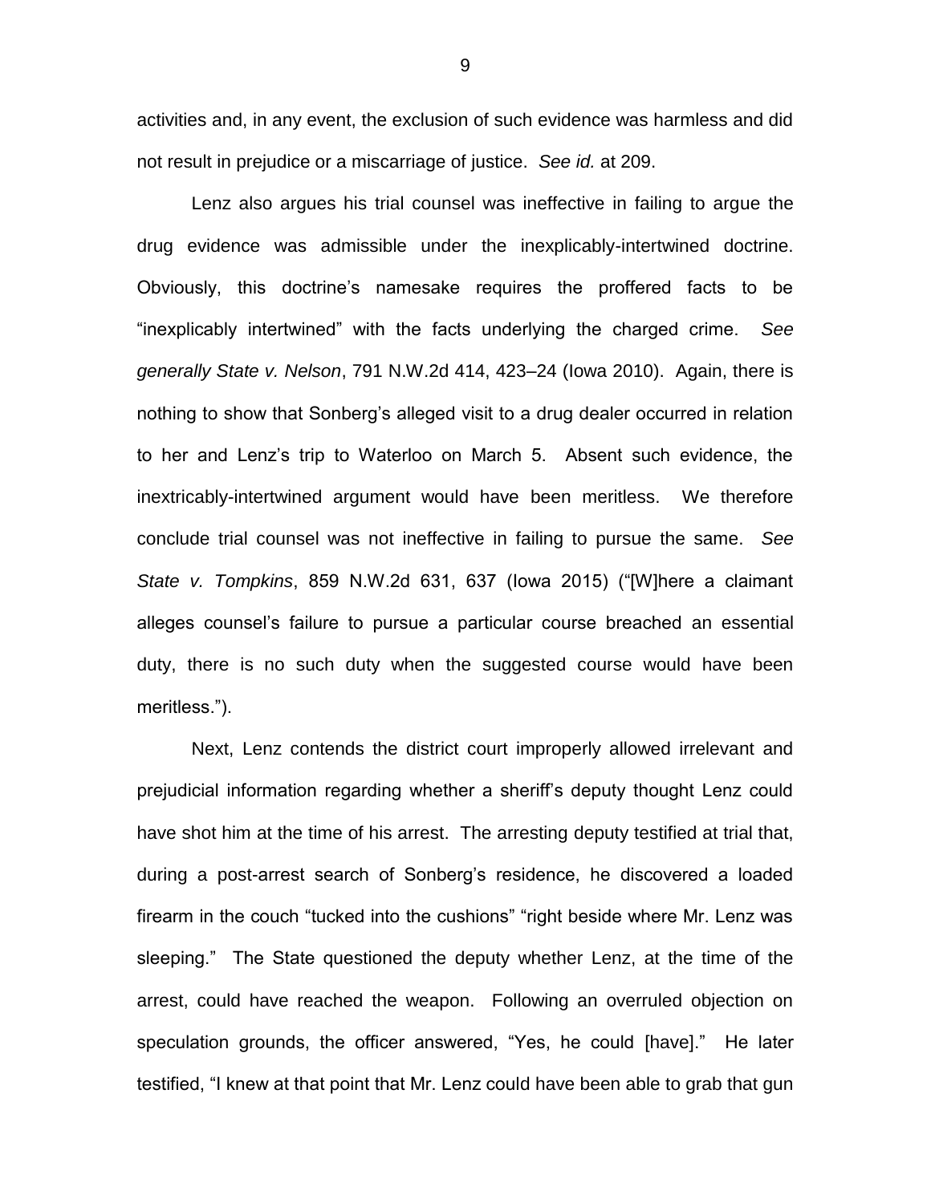activities and, in any event, the exclusion of such evidence was harmless and did not result in prejudice or a miscarriage of justice. *See id.* at 209.

Lenz also argues his trial counsel was ineffective in failing to argue the drug evidence was admissible under the inexplicably-intertwined doctrine. Obviously, this doctrine's namesake requires the proffered facts to be "inexplicably intertwined" with the facts underlying the charged crime. *See generally State v. Nelson*, 791 N.W.2d 414, 423–24 (Iowa 2010). Again, there is nothing to show that Sonberg's alleged visit to a drug dealer occurred in relation to her and Lenz's trip to Waterloo on March 5. Absent such evidence, the inextricably-intertwined argument would have been meritless. We therefore conclude trial counsel was not ineffective in failing to pursue the same. *See State v. Tompkins*, 859 N.W.2d 631, 637 (Iowa 2015) ("[W]here a claimant alleges counsel's failure to pursue a particular course breached an essential duty, there is no such duty when the suggested course would have been meritless.").

Next, Lenz contends the district court improperly allowed irrelevant and prejudicial information regarding whether a sheriff's deputy thought Lenz could have shot him at the time of his arrest. The arresting deputy testified at trial that, during a post-arrest search of Sonberg's residence, he discovered a loaded firearm in the couch "tucked into the cushions" "right beside where Mr. Lenz was sleeping." The State questioned the deputy whether Lenz, at the time of the arrest, could have reached the weapon. Following an overruled objection on speculation grounds, the officer answered, "Yes, he could [have]." He later testified, "I knew at that point that Mr. Lenz could have been able to grab that gun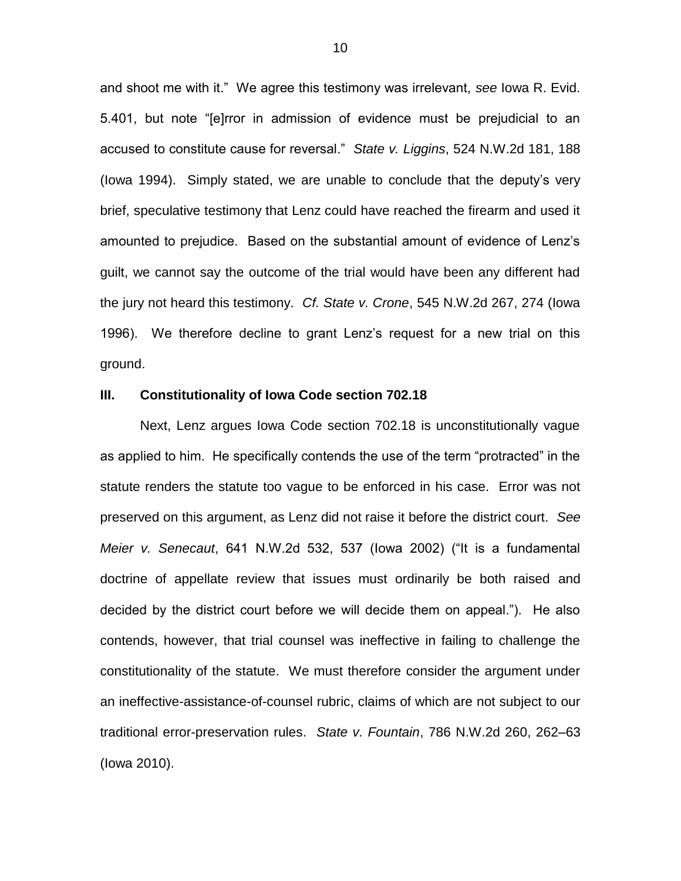and shoot me with it." We agree this testimony was irrelevant, *see* Iowa R. Evid. 5.401, but note "[e]rror in admission of evidence must be prejudicial to an accused to constitute cause for reversal." *State v. Liggins*, 524 N.W.2d 181, 188 (Iowa 1994). Simply stated, we are unable to conclude that the deputy's very brief, speculative testimony that Lenz could have reached the firearm and used it amounted to prejudice. Based on the substantial amount of evidence of Lenz's guilt, we cannot say the outcome of the trial would have been any different had the jury not heard this testimony. *Cf. State v. Crone*, 545 N.W.2d 267, 274 (Iowa 1996). We therefore decline to grant Lenz's request for a new trial on this ground.

### III. Constitutionality of Iowa Code section 702.18

Next, Lenz argues Iowa Code section 702.18 is unconstitutionally vague as applied to him. He specifically contends the use of the term "protracted" in the statute renders the statute too vague to be enforced in his case. Error was not preserved on this argument, as Lenz did not raise it before the district court. *See Meier v. Senecaut*, 641 N.W.2d 532, 537 (Iowa 2002) ("It is a fundamental doctrine of appellate review that issues must ordinarily be both raised and decided by the district court before we will decide them on appeal."). He also contends, however, that trial counsel was ineffective in failing to challenge the constitutionality of the statute. We must therefore consider the argument under an ineffective-assistance-of-counsel rubric, claims of which are not subject to our traditional error-preservation rules. *State v. Fountain*, 786 N.W.2d 260, 262–63 (Iowa 2010).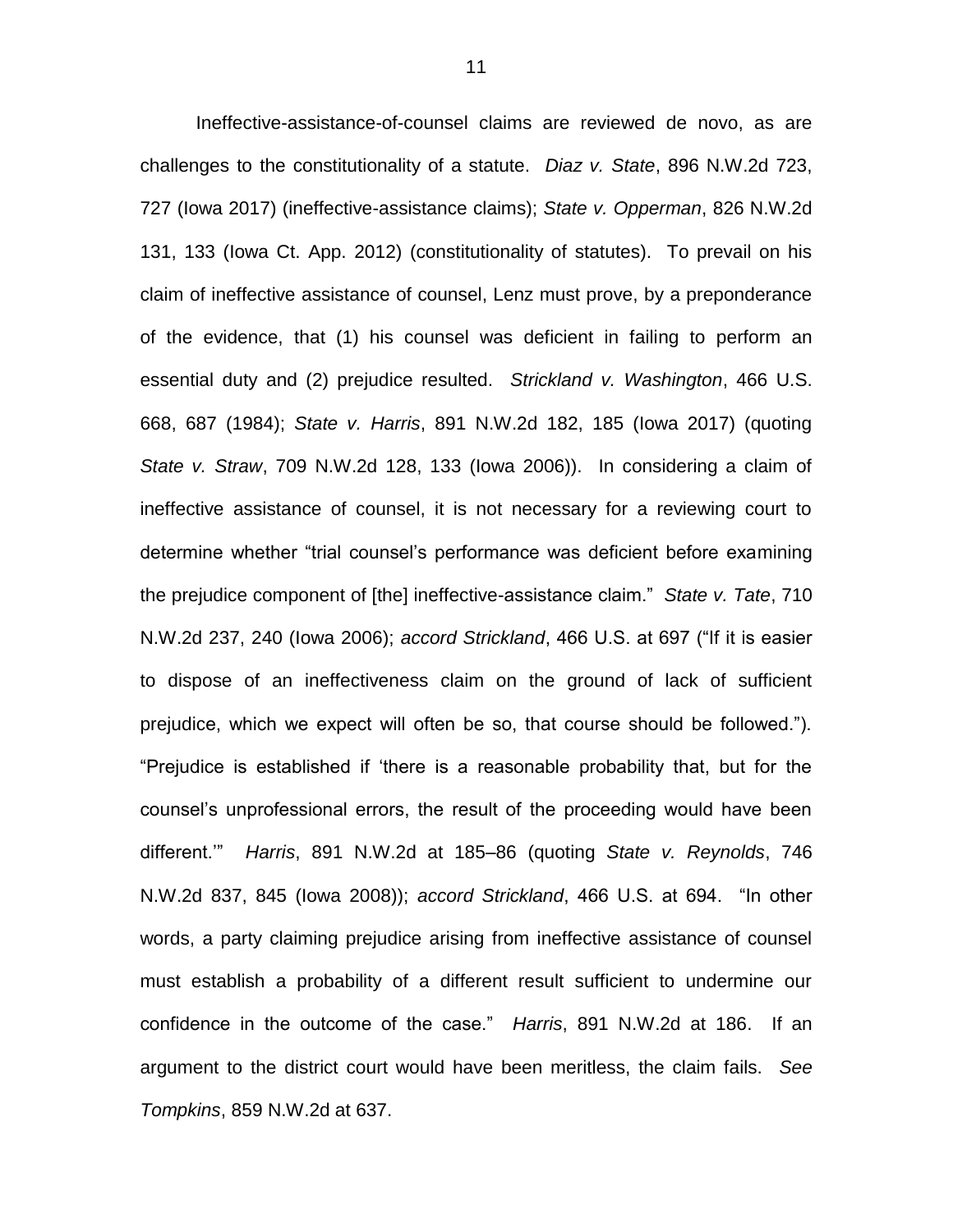Ineffective-assistance-of-counsel claims are reviewed de novo, as are challenges to the constitutionality of a statute. *Diaz v. State*, 896 N.W.2d 723, 727 (Iowa 2017) (ineffective-assistance claims); *State v. Opperman*, 826 N.W.2d 131, 133 (Iowa Ct. App. 2012) (constitutionality of statutes). To prevail on his claim of ineffective assistance of counsel, Lenz must prove, by a preponderance of the evidence, that (1) his counsel was deficient in failing to perform an essential duty and (2) prejudice resulted. *Strickland v. Washington*, 466 U.S. 668, 687 (1984); *State v. Harris*, 891 N.W.2d 182, 185 (Iowa 2017) (quoting *State v. Straw*, 709 N.W.2d 128, 133 (Iowa 2006)). In considering a claim of ineffective assistance of counsel, it is not necessary for a reviewing court to determine whether "trial counsel's performance was deficient before examining the prejudice component of [the] ineffective-assistance claim." *State v. Tate*, 710 N.W.2d 237, 240 (Iowa 2006); *accord Strickland*, 466 U.S. at 697 ("If it is easier to dispose of an ineffectiveness claim on the ground of lack of sufficient prejudice, which we expect will often be so, that course should be followed."). "Prejudice is established if 'there is a reasonable probability that, but for the counsel's unprofessional errors, the result of the proceeding would have been different.'" *Harris*, 891 N.W.2d at 185–86 (quoting *State v. Reynolds*, 746 N.W.2d 837, 845 (Iowa 2008)); *accord Strickland*, 466 U.S. at 694. "In other words, a party claiming prejudice arising from ineffective assistance of counsel must establish a probability of a different result sufficient to undermine our confidence in the outcome of the case." *Harris*, 891 N.W.2d at 186. If an argument to the district court would have been meritless, the claim fails. *See Tompkins*, 859 N.W.2d at 637.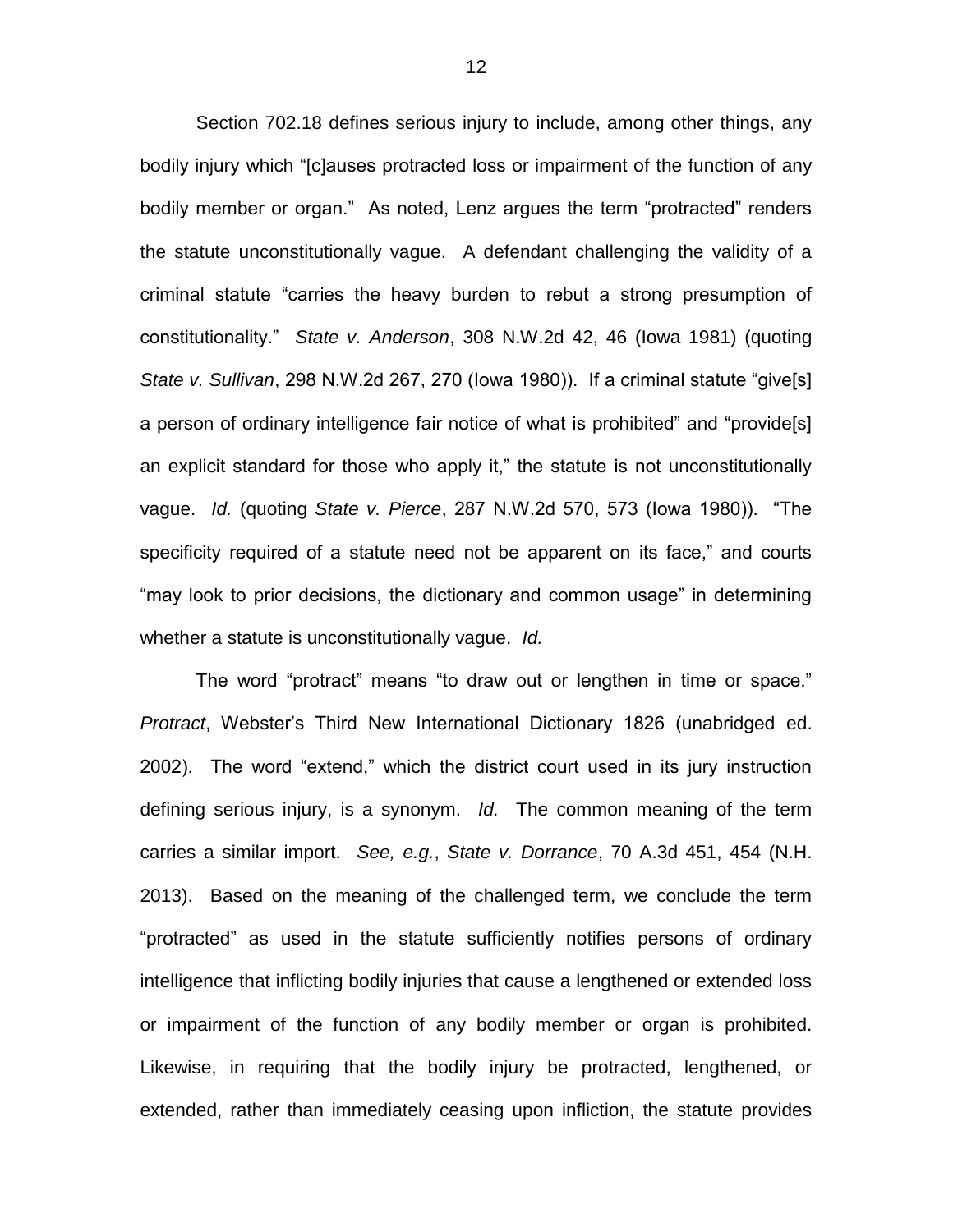Section 702.18 defines serious injury to include, among other things, any bodily injury which "[c]auses protracted loss or impairment of the function of any bodily member or organ." As noted, Lenz argues the term "protracted" renders the statute unconstitutionally vague. A defendant challenging the validity of a criminal statute "carries the heavy burden to rebut a strong presumption of constitutionality." *State v. Anderson*, 308 N.W.2d 42, 46 (Iowa 1981) (quoting *State v. Sullivan*, 298 N.W.2d 267, 270 (Iowa 1980)). If a criminal statute "give[s] a person of ordinary intelligence fair notice of what is prohibited" and "provide[s] an explicit standard for those who apply it," the statute is not unconstitutionally vague. *Id.* (quoting *State v. Pierce*, 287 N.W.2d 570, 573 (Iowa 1980)). "The specificity required of a statute need not be apparent on its face," and courts "may look to prior decisions, the dictionary and common usage" in determining whether a statute is unconstitutionally vague. *Id.*

The word "protract" means "to draw out or lengthen in time or space." *Protract*, Webster's Third New International Dictionary 1826 (unabridged ed. 2002). The word "extend," which the district court used in its jury instruction defining serious injury, is a synonym. *Id.* The common meaning of the term carries a similar import. *See, e.g.*, *State v. Dorrance*, 70 A.3d 451, 454 (N.H. 2013). Based on the meaning of the challenged term, we conclude the term "protracted" as used in the statute sufficiently notifies persons of ordinary intelligence that inflicting bodily injuries that cause a lengthened or extended loss or impairment of the function of any bodily member or organ is prohibited. Likewise, in requiring that the bodily injury be protracted, lengthened, or extended, rather than immediately ceasing upon infliction, the statute provides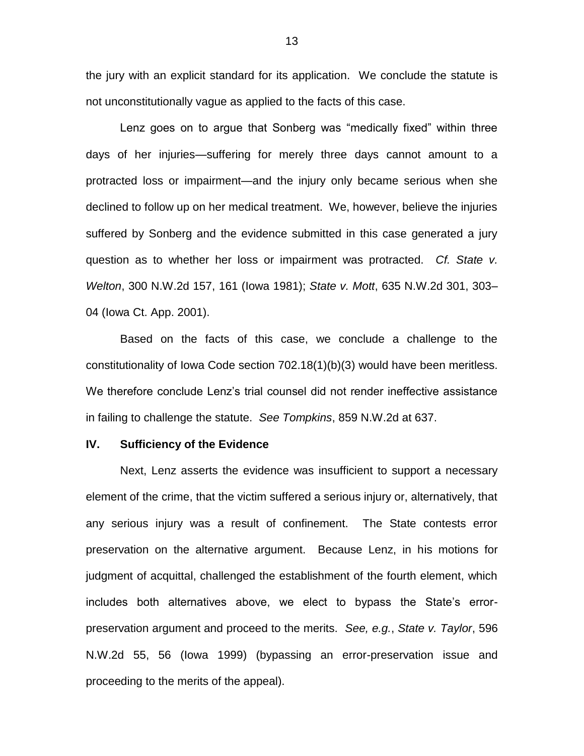the jury with an explicit standard for its application. We conclude the statute is not unconstitutionally vague as applied to the facts of this case.

Lenz goes on to argue that Sonberg was "medically fixed" within three days of her injuries—suffering for merely three days cannot amount to a protracted loss or impairment—and the injury only became serious when she declined to follow up on her medical treatment. We, however, believe the injuries suffered by Sonberg and the evidence submitted in this case generated a jury question as to whether her loss or impairment was protracted. *Cf. State v. Welton*, 300 N.W.2d 157, 161 (Iowa 1981); *State v. Mott*, 635 N.W.2d 301, 303–04 (Iowa Ct. App. 2001).

Based on the facts of this case, we conclude a challenge to the constitutionality of Iowa Code section 702.18(1)(b)(3) would have been meritless. We therefore conclude Lenz's trial counsel did not render ineffective assistance in failing to challenge the statute. *See Tompkins*, 859 N.W.2d at 637.

## IV. Sufficiency of the Evidence

Next, Lenz asserts the evidence was insufficient to support a necessary element of the crime, that the victim suffered a serious injury or, alternatively, that any serious injury was a result of confinement. The State contests error preservation on the alternative argument. Because Lenz, in his motions for judgment of acquittal, challenged the establishment of the fourth element, which includes both alternatives above, we elect to bypass the State's error-preservation argument and proceed to the merits. *See, e.g.*, *State v. Taylor*, 596 N.W.2d 55, 56 (Iowa 1999) (bypassing an error-preservation issue and proceeding to the merits of the appeal).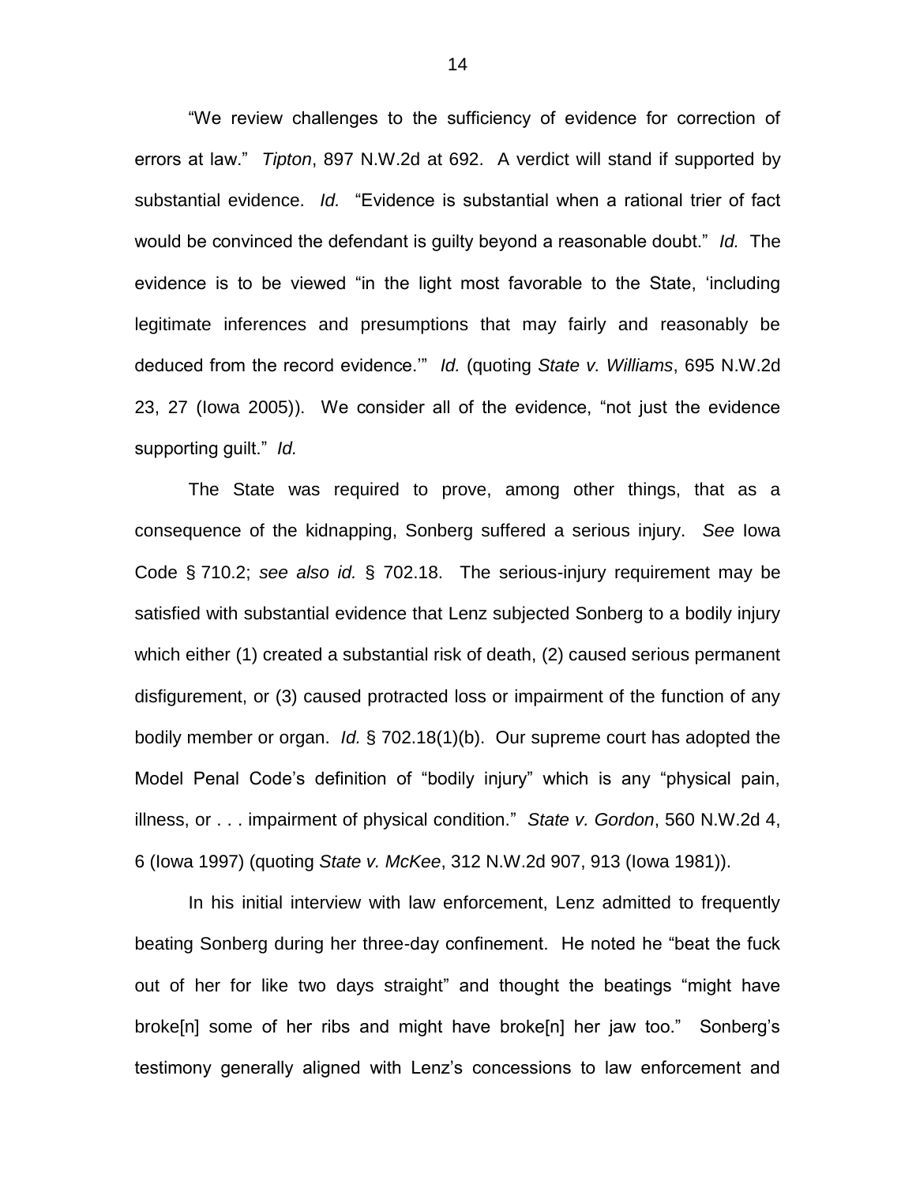"We review challenges to the sufficiency of evidence for correction of errors at law." *Tipton*, 897 N.W.2d at 692. A verdict will stand if supported by substantial evidence. *Id.* "Evidence is substantial when a rational trier of fact would be convinced the defendant is guilty beyond a reasonable doubt." *Id.* The evidence is to be viewed "in the light most favorable to the State, 'including legitimate inferences and presumptions that may fairly and reasonably be deduced from the record evidence.'" *Id.* (quoting *State v. Williams*, 695 N.W.2d 23, 27 (Iowa 2005)). We consider all of the evidence, "not just the evidence supporting guilt." *Id.*

The State was required to prove, among other things, that as a consequence of the kidnapping, Sonberg suffered a serious injury. *See* Iowa Code § 710.2; *see also id.* § 702.18. The serious-injury requirement may be satisfied with substantial evidence that Lenz subjected Sonberg to a bodily injury which either (1) created a substantial risk of death, (2) caused serious permanent disfigurement, or (3) caused protracted loss or impairment of the function of any bodily member or organ. *Id.* § 702.18(1)(b). Our supreme court has adopted the Model Penal Code's definition of "bodily injury" which is any "physical pain, illness, or . . . impairment of physical condition." *State v. Gordon*, 560 N.W.2d 4, 6 (Iowa 1997) (quoting *State v. McKee*, 312 N.W.2d 907, 913 (Iowa 1981)).

In his initial interview with law enforcement, Lenz admitted to frequently beating Sonberg during her three-day confinement. He noted he "beat the fuck out of her for like two days straight" and thought the beatings "might have broke[n] some of her ribs and might have broke[n] her jaw too." Sonberg's testimony generally aligned with Lenz's concessions to law enforcement and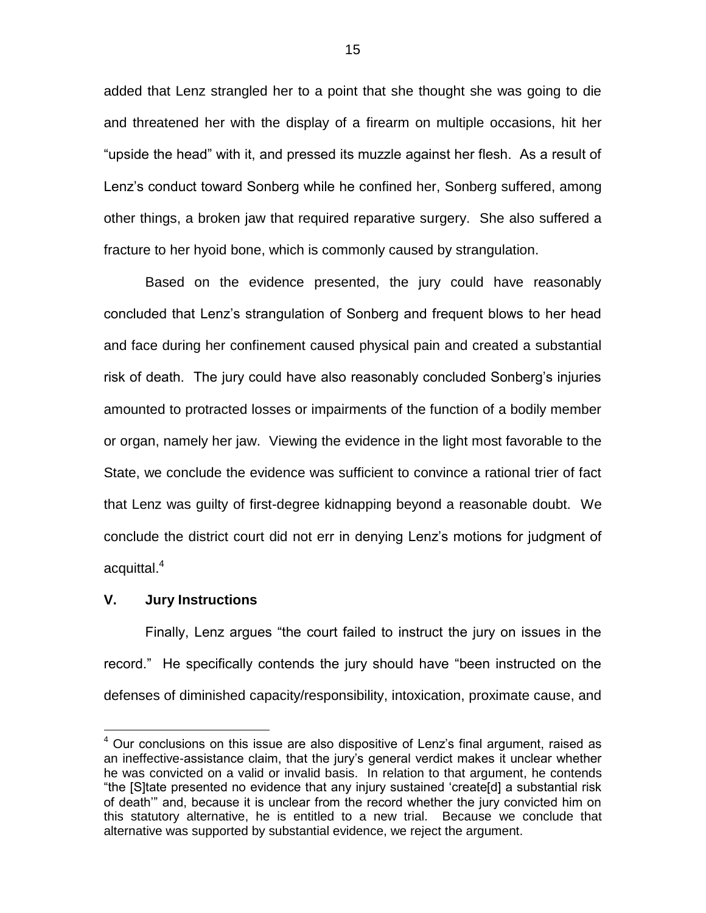added that Lenz strangled her to a point that she thought she was going to die and threatened her with the display of a firearm on multiple occasions, hit her "upside the head" with it, and pressed its muzzle against her flesh. As a result of Lenz's conduct toward Sonberg while he confined her, Sonberg suffered, among other things, a broken jaw that required reparative surgery. She also suffered a fracture to her hyoid bone, which is commonly caused by strangulation.

Based on the evidence presented, the jury could have reasonably concluded that Lenz's strangulation of Sonberg and frequent blows to her head and face during her confinement caused physical pain and created a substantial risk of death. The jury could have also reasonably concluded Sonberg's injuries amounted to protracted losses or impairments of the function of a bodily member or organ, namely her jaw. Viewing the evidence in the light most favorable to the State, we conclude the evidence was sufficient to convince a rational trier of fact that Lenz was guilty of first-degree kidnapping beyond a reasonable doubt. We conclude the district court did not err in denying Lenz's motions for judgment of acquittal.[4]

## V. Jury Instructions

Finally, Lenz argues "the court failed to instruct the jury on issues in the record." He specifically contends the jury should have "been instructed on the defenses of diminished capacity/responsibility, intoxication, proximate cause, and

---

[4] Our conclusions on this issue are also dispositive of Lenz's final argument, raised as an ineffective-assistance claim, that the jury's general verdict makes it unclear whether he was convicted on a valid or invalid basis. In relation to that argument, he contends "the [S]tate presented no evidence that any injury sustained 'create[d] a substantial risk of death'" and, because it is unclear from the record whether the jury convicted him on this statutory alternative, he is entitled to a new trial. Because we conclude that alternative was supported by substantial evidence, we reject the argument.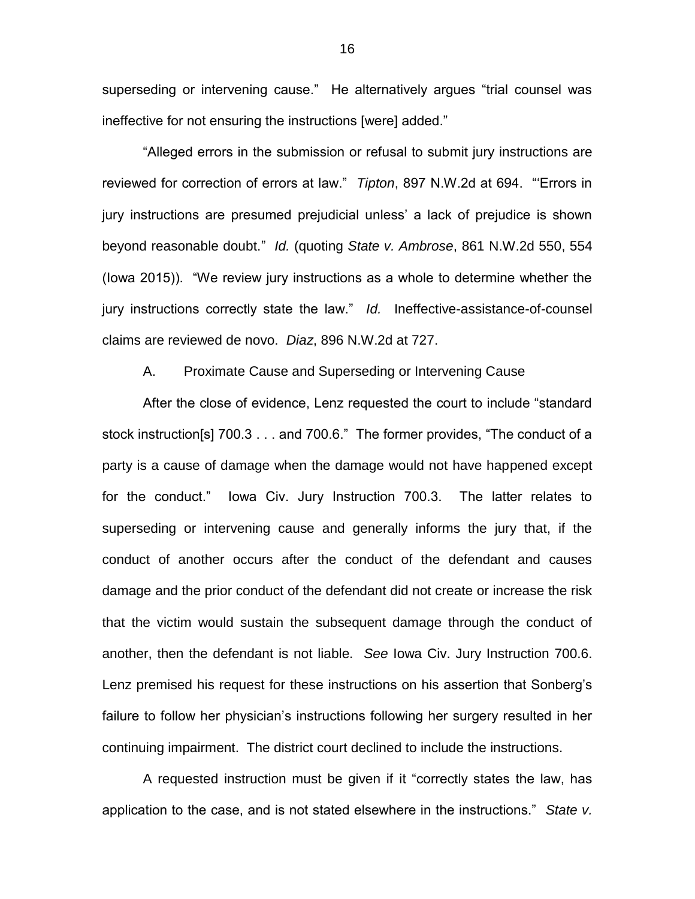superseding or intervening cause." He alternatively argues "trial counsel was ineffective for not ensuring the instructions [were] added."

"Alleged errors in the submission or refusal to submit jury instructions are reviewed for correction of errors at law." *Tipton*, 897 N.W.2d at 694. "'Errors in jury instructions are presumed prejudicial unless' a lack of prejudice is shown beyond reasonable doubt." *Id.* (quoting *State v. Ambrose*, 861 N.W.2d 550, 554 (Iowa 2015)). "We review jury instructions as a whole to determine whether the jury instructions correctly state the law." *Id.* Ineffective-assistance-of-counsel claims are reviewed de novo. *Diaz*, 896 N.W.2d at 727.

A. Proximate Cause and Superseding or Intervening Cause

After the close of evidence, Lenz requested the court to include "standard stock instruction[s] 700.3 . . . and 700.6." The former provides, "The conduct of a party is a cause of damage when the damage would not have happened except for the conduct." Iowa Civ. Jury Instruction 700.3. The latter relates to superseding or intervening cause and generally informs the jury that, if the conduct of another occurs after the conduct of the defendant and causes damage and the prior conduct of the defendant did not create or increase the risk that the victim would sustain the subsequent damage through the conduct of another, then the defendant is not liable. *See* Iowa Civ. Jury Instruction 700.6. Lenz premised his request for these instructions on his assertion that Sonberg's failure to follow her physician's instructions following her surgery resulted in her continuing impairment. The district court declined to include the instructions.

A requested instruction must be given if it "correctly states the law, has application to the case, and is not stated elsewhere in the instructions." *State v.*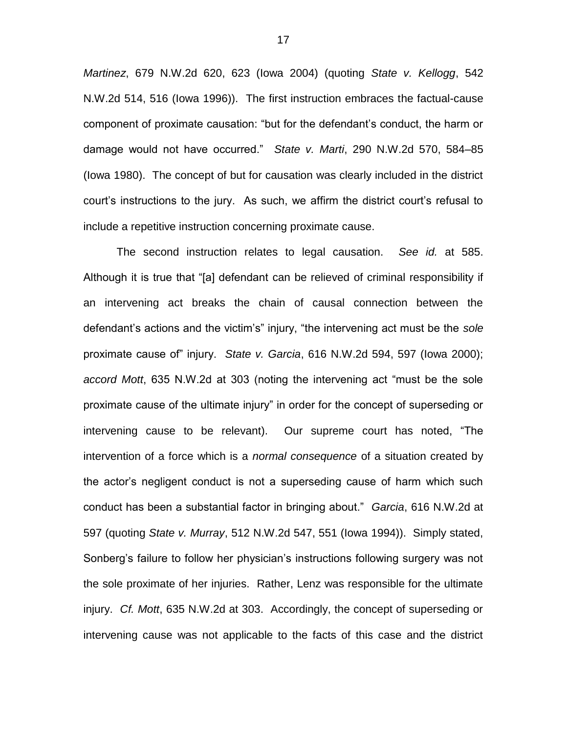*Martinez*, 679 N.W.2d 620, 623 (Iowa 2004) (quoting *State v. Kellogg*, 542 N.W.2d 514, 516 (Iowa 1996)). The first instruction embraces the factual-cause component of proximate causation: "but for the defendant's conduct, the harm or damage would not have occurred." *State v. Marti*, 290 N.W.2d 570, 584–85 (Iowa 1980). The concept of but for causation was clearly included in the district court's instructions to the jury. As such, we affirm the district court's refusal to include a repetitive instruction concerning proximate cause.

The second instruction relates to legal causation. *See id.* at 585. Although it is true that "[a] defendant can be relieved of criminal responsibility if an intervening act breaks the chain of causal connection between the defendant's actions and the victim's" injury, "the intervening act must be the *sole* proximate cause of" injury. *State v. Garcia*, 616 N.W.2d 594, 597 (Iowa 2000); *accord Mott*, 635 N.W.2d at 303 (noting the intervening act "must be the sole proximate cause of the ultimate injury" in order for the concept of superseding or intervening cause to be relevant). Our supreme court has noted, "The intervention of a force which is a *normal consequence* of a situation created by the actor's negligent conduct is not a superseding cause of harm which such conduct has been a substantial factor in bringing about." *Garcia*, 616 N.W.2d at 597 (quoting *State v. Murray*, 512 N.W.2d 547, 551 (Iowa 1994)). Simply stated, Sonberg's failure to follow her physician's instructions following surgery was not the sole proximate of her injuries. Rather, Lenz was responsible for the ultimate injury. *Cf. Mott*, 635 N.W.2d at 303. Accordingly, the concept of superseding or intervening cause was not applicable to the facts of this case and the district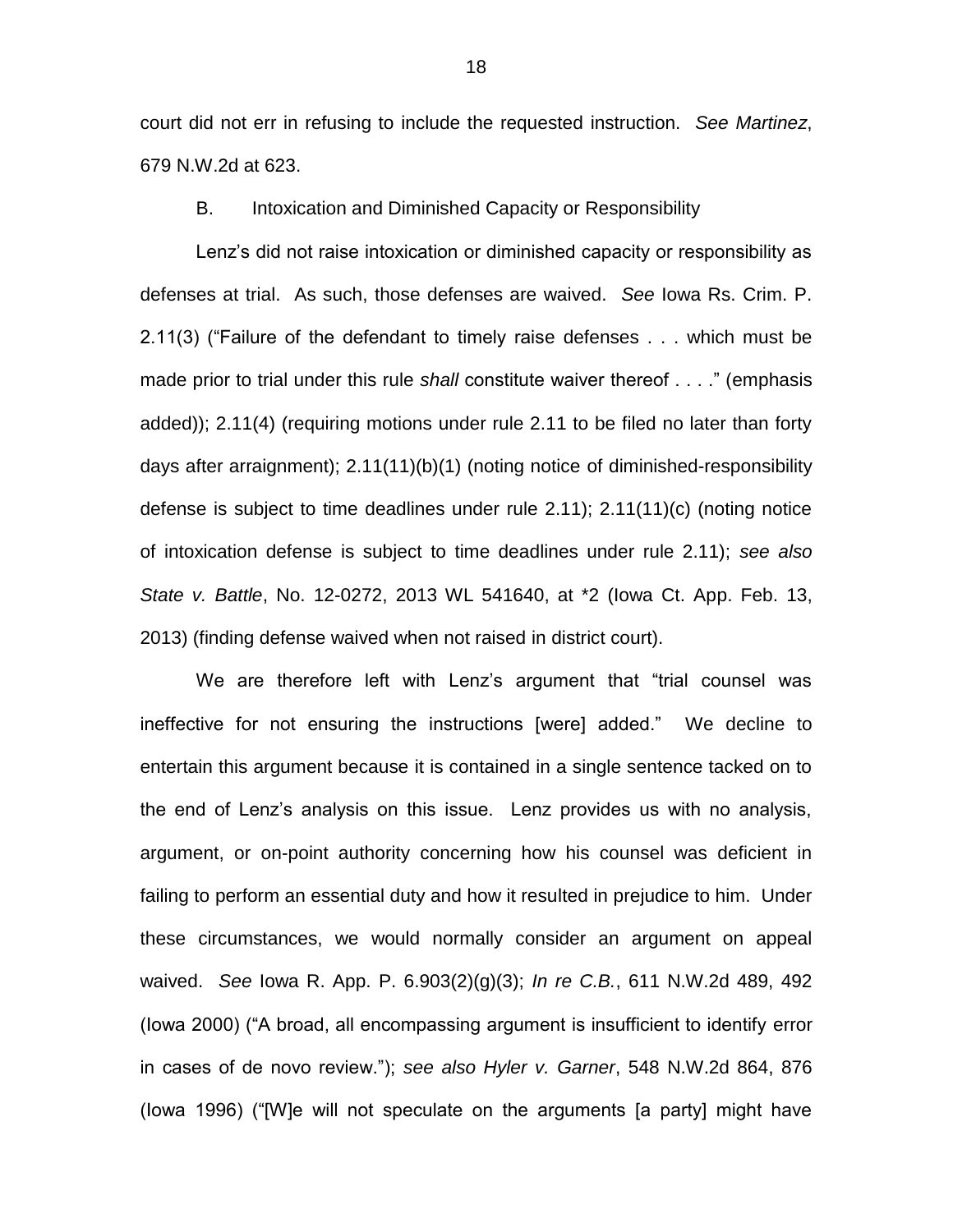court did not err in refusing to include the requested instruction. *See Martinez*, 679 N.W.2d at 623.

B. Intoxication and Diminished Capacity or Responsibility

Lenz's did not raise intoxication or diminished capacity or responsibility as defenses at trial. As such, those defenses are waived. *See* Iowa Rs. Crim. P. 2.11(3) ("Failure of the defendant to timely raise defenses . . . which must be made prior to trial under this rule *shall* constitute waiver thereof . . . ." (emphasis added)); 2.11(4) (requiring motions under rule 2.11 to be filed no later than forty days after arraignment); 2.11(11)(b)(1) (noting notice of diminished-responsibility defense is subject to time deadlines under rule 2.11); 2.11(11)(c) (noting notice of intoxication defense is subject to time deadlines under rule 2.11); *see also State v. Battle*, No. 12-0272, 2013 WL 541640, at *2 (Iowa Ct. App. Feb. 13, 2013) (finding defense waived when not raised in district court).

We are therefore left with Lenz's argument that "trial counsel was ineffective for not ensuring the instructions [were] added." We decline to entertain this argument because it is contained in a single sentence tacked on to the end of Lenz's analysis on this issue. Lenz provides us with no analysis, argument, or on-point authority concerning how his counsel was deficient in failing to perform an essential duty and how it resulted in prejudice to him. Under these circumstances, we would normally consider an argument on appeal waived. *See* Iowa R. App. P. 6.903(2)(g)(3); *In re C.B.*, 611 N.W.2d 489, 492 (Iowa 2000) ("A broad, all encompassing argument is insufficient to identify error in cases of de novo review."); *see also Hyler v. Garner*, 548 N.W.2d 864, 876 (Iowa 1996) ("[W]e will not speculate on the arguments [a party] might have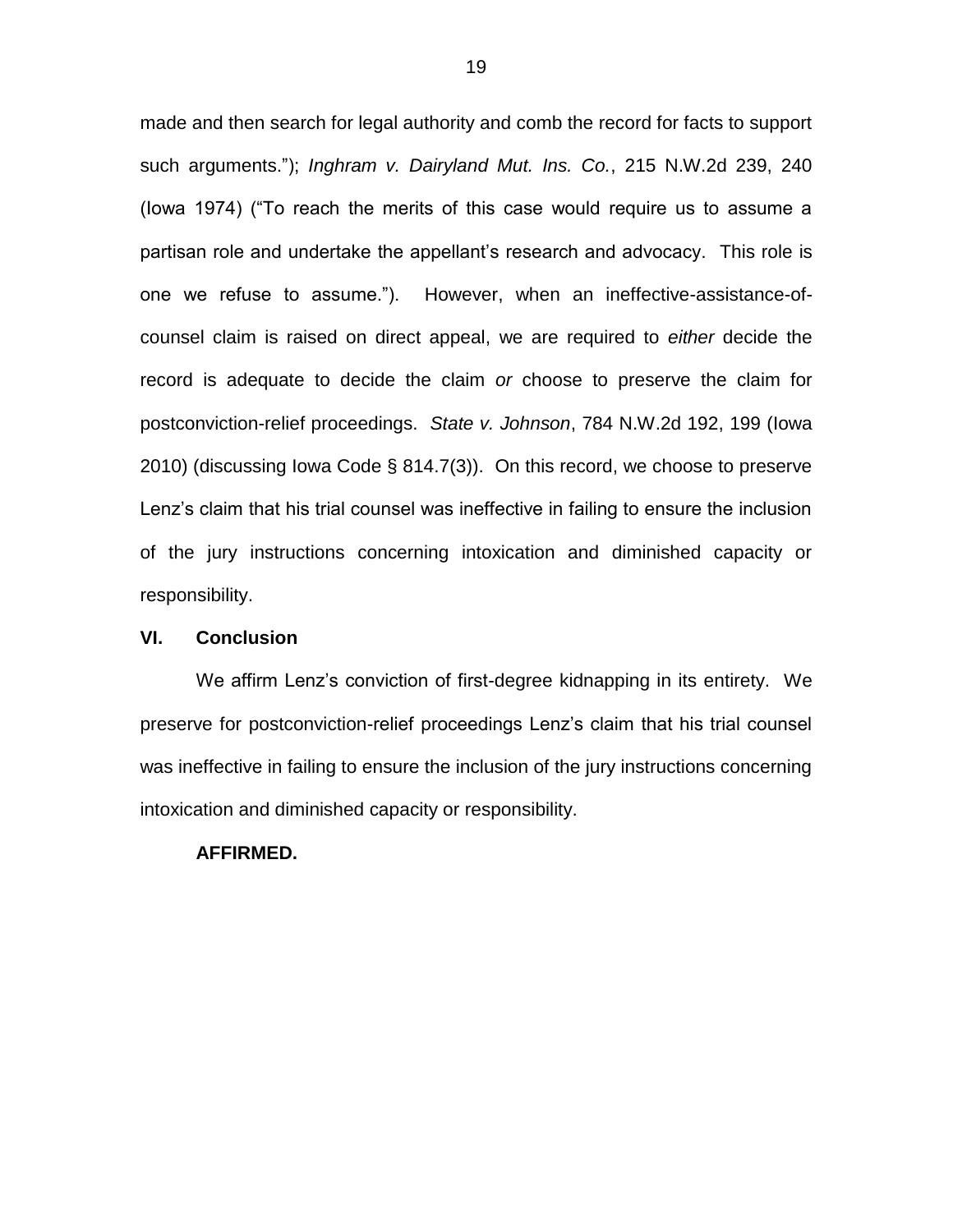made and then search for legal authority and comb the record for facts to support such arguments."); *Inghram v. Dairyland Mut. Ins. Co.*, 215 N.W.2d 239, 240 (Iowa 1974) ("To reach the merits of this case would require us to assume a partisan role and undertake the appellant's research and advocacy. This role is one we refuse to assume."). However, when an ineffective-assistance-of-counsel claim is raised on direct appeal, we are required to *either* decide the record is adequate to decide the claim *or* choose to preserve the claim for postconviction-relief proceedings. *State v. Johnson*, 784 N.W.2d 192, 199 (Iowa 2010) (discussing Iowa Code § 814.7(3)). On this record, we choose to preserve Lenz's claim that his trial counsel was ineffective in failing to ensure the inclusion of the jury instructions concerning intoxication and diminished capacity or responsibility.

## VI. Conclusion

We affirm Lenz's conviction of first-degree kidnapping in its entirety. We preserve for postconviction-relief proceedings Lenz's claim that his trial counsel was ineffective in failing to ensure the inclusion of the jury instructions concerning intoxication and diminished capacity or responsibility.

**AFFIRMED.**